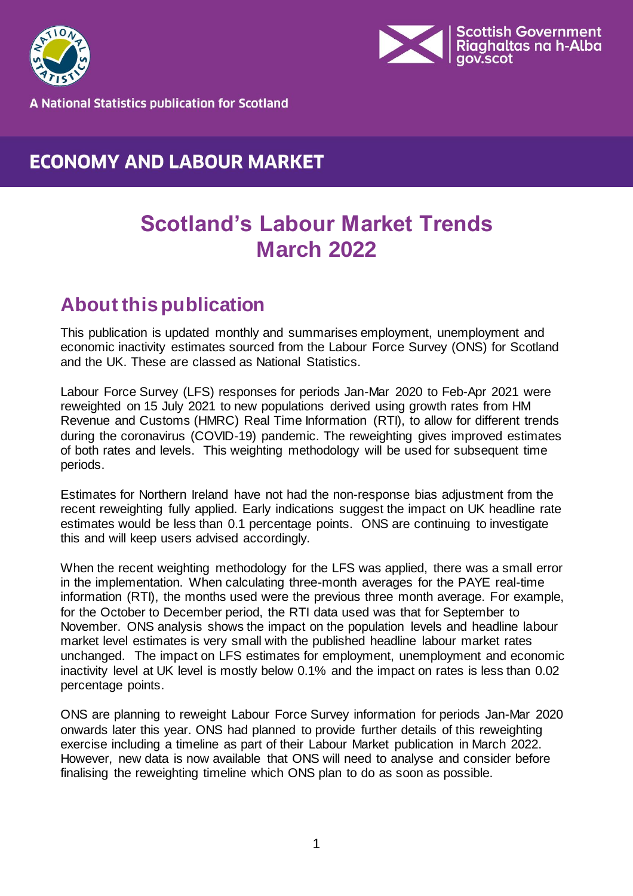A National Statistics publication for Scotland

ECONOMY AND LABOUR MARKET

# Scotland's Labour Market Trends March 2022

## About this publication

This publication is updated monthly and summarises employment, unemployment and economic inactivity estimates sourced from the Labour Force Survey (ONS) for Scotland and the UK. These are classed as National Statistics.

Labour Force Survey (LFS) responses for periods Jan-Mar 2020 to Feb-Apr 2021 were reweighted on 15 July 2021 to new populations derived using growth rates from HM Revenue and Customs (HMRC) Real Time Information (RTI), to allow for different trends during the coronavirus (COVID-19) pandemic. The reweighting gives improved estimates of both rates and levels. This weighting methodology will be used for subsequent time periods.

Estimates for Northern Ireland have not had the non-response bias adjustment from the recent reweighting fully applied. Early indications suggest the impact on UK headline rate estimates would be less than 0.1 percentage points. ONS are continuing to investigate this and will keep users advised accordingly.

When the recent weighting methodology for the LFS was applied, there was a small error in the implementation. When calculating three-month averages for the PAYE real-time information (RTI), the months used were the previous three month average. For example, for the October to December period, the RTI data used was that for September to November. ONS analysis shows the impact on the population levels and headline labour market level estimates is very small with the published headline labour market rates unchanged. The impact on LFS estimates for employment, unemployment and economic inactivity level at UK level is mostly below 0.1% and the impact on rates is less than 0.02 percentage points.

ONS are planning to reweight Labour Force Survey information for periods Jan-Mar 2020 onwards later this year. ONS had planned to provide further details of this reweighting exercise including a timeline as part of their Labour Market publication in March 2022. However, new data is now available that ONS will need to analyse and consider before finalising the reweighting timeline which ONS plan to do as soon as possible.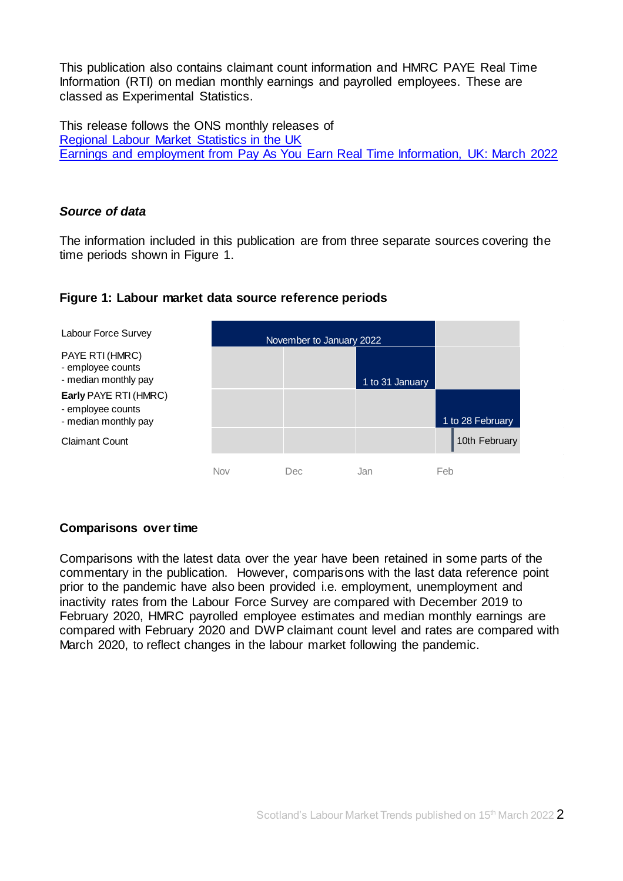This publication also contains claimant count information and HMRC PAYE Real Time Information (RTI) on median monthly earnings and payrolled employees. These are classed as Experimental Statistics.

This release follows the ONS monthly releases of
[Regional Labour Market Statistics in the UK]
[Earnings and employment from Pay As You Earn Real Time Information, UK: March 2022]

### *Source of data*

The information included in this publication are from three separate sources covering the time periods shown in Figure 1.

**Figure 1: Labour market data source reference periods**

| Source | Nov | Dec | Jan | Feb |
|---|---|---|---|---|
| Labour Force Survey | November to January 2022 | | | |
| PAYE RTI (HMRC) - employee counts - median monthly pay | | | 1 to 31 January | |
| **Early** PAYE RTI (HMRC) - employee counts - median monthly pay | | | | 1 to 28 February |
| Claimant Count | | | | 10th February |

#### Comparisons over time

Comparisons with the latest data over the year have been retained in some parts of the commentary in the publication. However, comparisons with the last data reference point prior to the pandemic have also been provided i.e. employment, unemployment and inactivity rates from the Labour Force Survey are compared with December 2019 to February 2020, HMRC payrolled employee estimates and median monthly earnings are compared with February 2020 and DWP claimant count level and rates are compared with March 2020, to reflect changes in the labour market following the pandemic.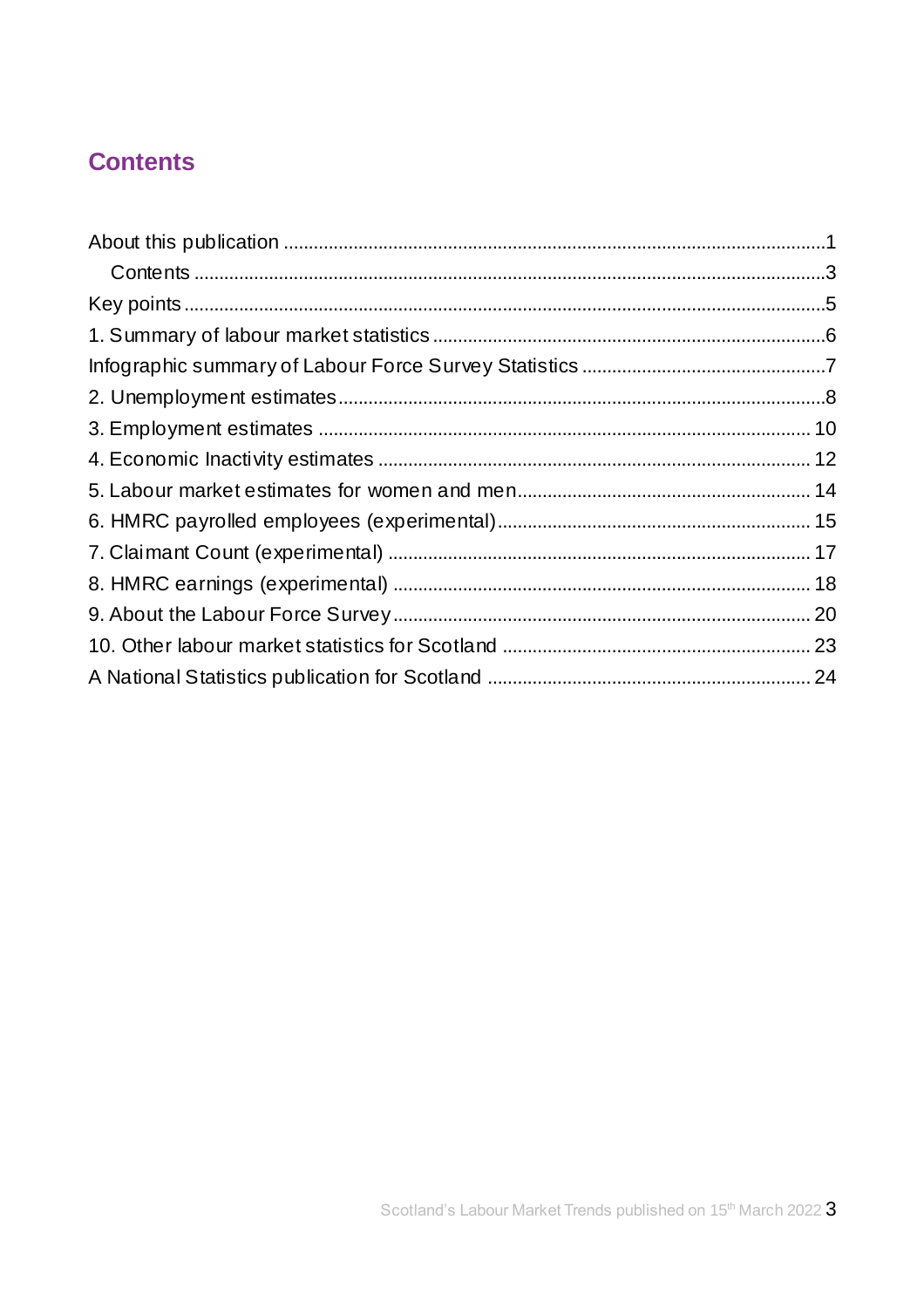# Contents

About this publication ........................................................................................................1

Contents ........................................................................................................3

Key points ........................................................................................................5

1. Summary of labour market statistics ........................................................................................................6

Infographic summary of Labour Force Survey Statistics ........................................................................................................7

2. Unemployment estimates ........................................................................................................8

3. Employment estimates ........................................................................................................10

4. Economic Inactivity estimates ........................................................................................................12

5. Labour market estimates for women and men ........................................................................................................14

6. HMRC payrolled employees (experimental) ........................................................................................................15

7. Claimant Count (experimental) ........................................................................................................17

8. HMRC earnings (experimental) ........................................................................................................18

9. About the Labour Force Survey ........................................................................................................20

10. Other labour market statistics for Scotland ........................................................................................................23

A National Statistics publication for Scotland ........................................................................................................24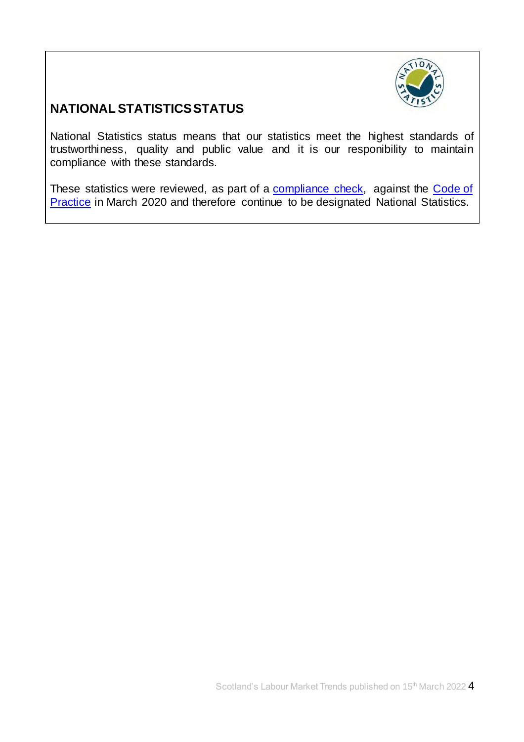## NATIONAL STATISTICS STATUS

National Statistics status means that our statistics meet the highest standards of trustworthiness, quality and public value and it is our responibility to maintain compliance with these standards.

These statistics were reviewed, as part of a compliance check, against the Code of Practice in March 2020 and therefore continue to be designated National Statistics.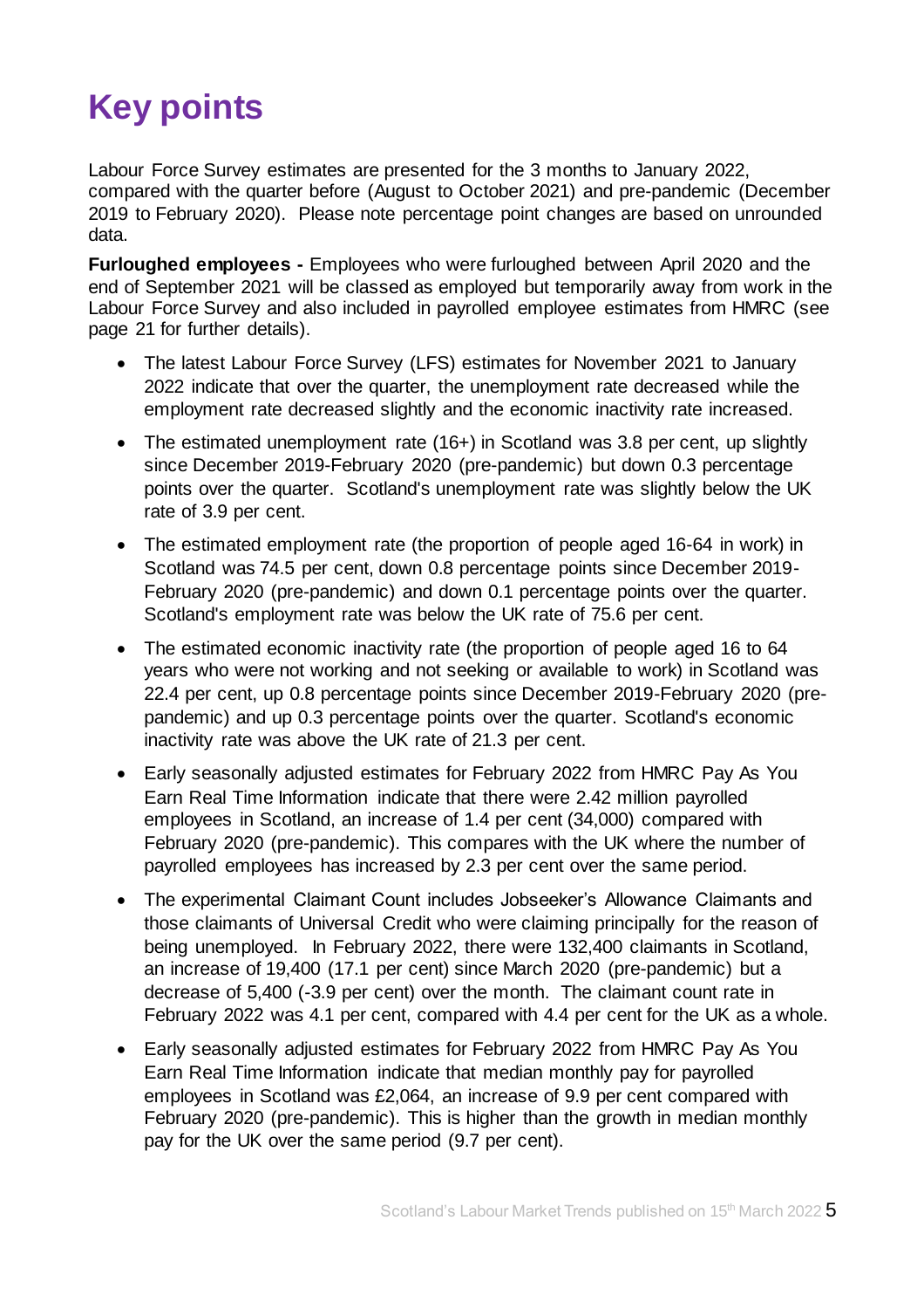# Key points

Labour Force Survey estimates are presented for the 3 months to January 2022, compared with the quarter before (August to October 2021) and pre-pandemic (December 2019 to February 2020). Please note percentage point changes are based on unrounded data.

**Furloughed employees -** Employees who were furloughed between April 2020 and the end of September 2021 will be classed as employed but temporarily away from work in the Labour Force Survey and also included in payrolled employee estimates from HMRC (see page 21 for further details).

- The latest Labour Force Survey (LFS) estimates for November 2021 to January 2022 indicate that over the quarter, the unemployment rate decreased while the employment rate decreased slightly and the economic inactivity rate increased.
- The estimated unemployment rate (16+) in Scotland was 3.8 per cent, up slightly since December 2019-February 2020 (pre-pandemic) but down 0.3 percentage points over the quarter. Scotland's unemployment rate was slightly below the UK rate of 3.9 per cent.
- The estimated employment rate (the proportion of people aged 16-64 in work) in Scotland was 74.5 per cent, down 0.8 percentage points since December 2019-February 2020 (pre-pandemic) and down 0.1 percentage points over the quarter. Scotland's employment rate was below the UK rate of 75.6 per cent.
- The estimated economic inactivity rate (the proportion of people aged 16 to 64 years who were not working and not seeking or available to work) in Scotland was 22.4 per cent, up 0.8 percentage points since December 2019-February 2020 (pre-pandemic) and up 0.3 percentage points over the quarter. Scotland's economic inactivity rate was above the UK rate of 21.3 per cent.
- Early seasonally adjusted estimates for February 2022 from HMRC Pay As You Earn Real Time Information indicate that there were 2.42 million payrolled employees in Scotland, an increase of 1.4 per cent (34,000) compared with February 2020 (pre-pandemic). This compares with the UK where the number of payrolled employees has increased by 2.3 per cent over the same period.
- The experimental Claimant Count includes Jobseeker's Allowance Claimants and those claimants of Universal Credit who were claiming principally for the reason of being unemployed. In February 2022, there were 132,400 claimants in Scotland, an increase of 19,400 (17.1 per cent) since March 2020 (pre-pandemic) but a decrease of 5,400 (-3.9 per cent) over the month. The claimant count rate in February 2022 was 4.1 per cent, compared with 4.4 per cent for the UK as a whole.
- Early seasonally adjusted estimates for February 2022 from HMRC Pay As You Earn Real Time Information indicate that median monthly pay for payrolled employees in Scotland was £2,064, an increase of 9.9 per cent compared with February 2020 (pre-pandemic). This is higher than the growth in median monthly pay for the UK over the same period (9.7 per cent).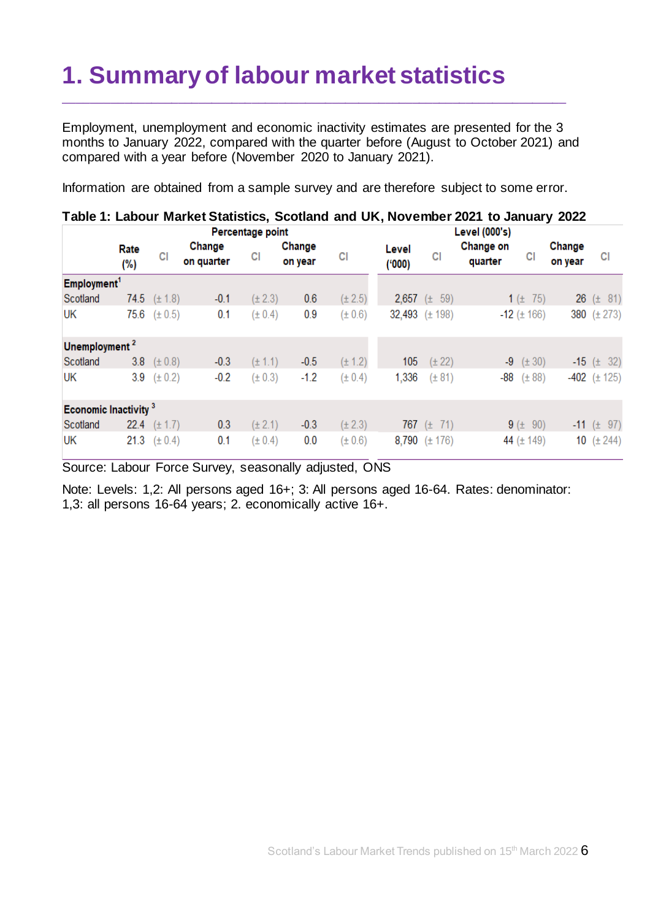# 1. Summary of labour market statistics

Employment, unemployment and economic inactivity estimates are presented for the 3 months to January 2022, compared with the quarter before (August to October 2021) and compared with a year before (November 2020 to January 2021).

Information are obtained from a sample survey and are therefore subject to some error.

**Table 1: Labour Market Statistics, Scotland and UK, November 2021 to January 2022**

| | Percentage point | | | | | | Level (000's) | | | | | |
|---|---|---|---|---|---|---|---|---|---|---|---|---|
| | Rate (%) | CI | Change on quarter | CI | Change on year | CI | Level ('000) | CI | Change on quarter | CI | Change on year | CI |
| **Employment**[1] | | | | | | | | | | | | |
| Scotland | 74.5 | (± 1.8) | -0.1 | (± 2.3) | 0.6 | (± 2.5) | 2,657 | (± 59) | 1 | (± 75) | 26 | (± 81) |
| UK | 75.6 | (± 0.5) | 0.1 | (± 0.4) | 0.9 | (± 0.6) | 32,493 | (± 198) | -12 | (± 166) | 380 | (± 273) |
| **Unemployment**[2] | | | | | | | | | | | | |
| Scotland | 3.8 | (± 0.8) | -0.3 | (± 1.1) | -0.5 | (± 1.2) | 105 | (± 22) | -9 | (± 30) | -15 | (± 32) |
| UK | 3.9 | (± 0.2) | -0.2 | (± 0.3) | -1.2 | (± 0.4) | 1,336 | (± 81) | -88 | (± 88) | -402 | (± 125) |
| **Economic Inactivity**[3] | | | | | | | | | | | | |
| Scotland | 22.4 | (± 1.7) | 0.3 | (± 2.1) | -0.3 | (± 2.3) | 767 | (± 71) | 9 | (± 90) | -11 | (± 97) |
| UK | 21.3 | (± 0.4) | 0.1 | (± 0.4) | 0.0 | (± 0.6) | 8,790 | (± 176) | 44 | (± 149) | 10 | (± 244) |

Source: Labour Force Survey, seasonally adjusted, ONS

Note: Levels: 1,2: All persons aged 16+; 3: All persons aged 16-64. Rates: denominator: 1,3: all persons 16-64 years; 2. economically active 16+.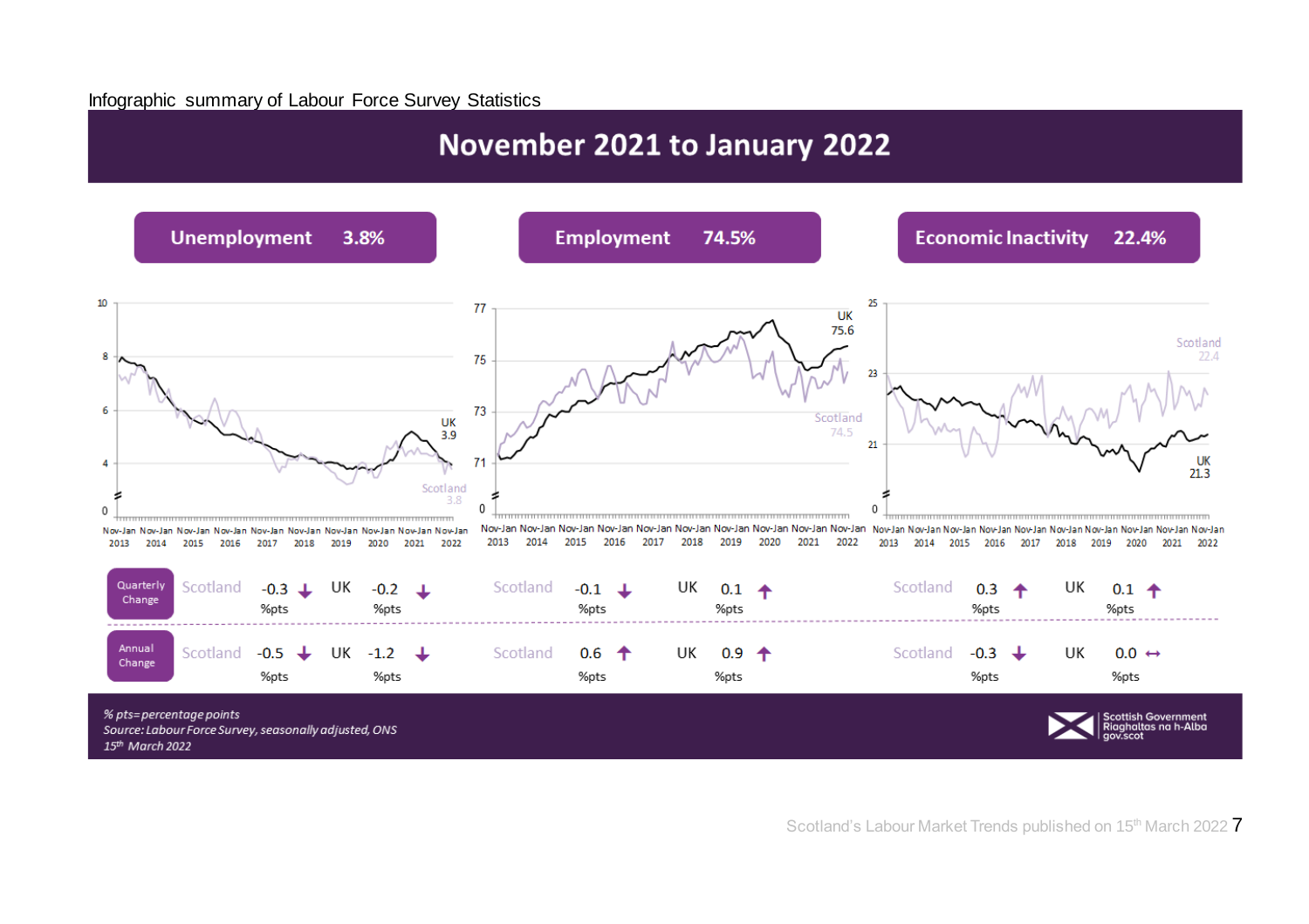Infographic summary of Labour Force Survey Statistics

# November 2021 to January 2022

| | Unemployment 3.8% | | Employment 74.5% | | Economic Inactivity 22.4% | |
|---|---|---|---|---|---|---|
| | Scotland | UK | Scotland | UK | Scotland | UK |
| Quarterly Change | -0.3 %pts ↓ | -0.2 %pts ↓ | -0.1 %pts ↓ | 0.1 %pts ↑ | 0.3 %pts ↑ | 0.1 %pts ↑ |
| Annual Change | -0.5 %pts ↓ | -1.2 %pts ↓ | 0.6 %pts ↑ | 0.9 %pts ↑ | -0.3 %pts ↓ | 0.0 %pts ↔ |

Unemployment (Nov-Jan 2013 to Nov-Jan 2022): UK 3.9, Scotland 3.8

Employment (Nov-Jan 2013 to Nov-Jan 2022): UK 75.6, Scotland 74.5

Economic Inactivity (Nov-Jan 2013 to Nov-Jan 2022): Scotland 22.4, UK 21.3

*% pts=percentage points*
*Source: Labour Force Survey, seasonally adjusted, ONS*
*15th March 2022*

Scottish Government
Riaghaltas na h-Alba
gov.scot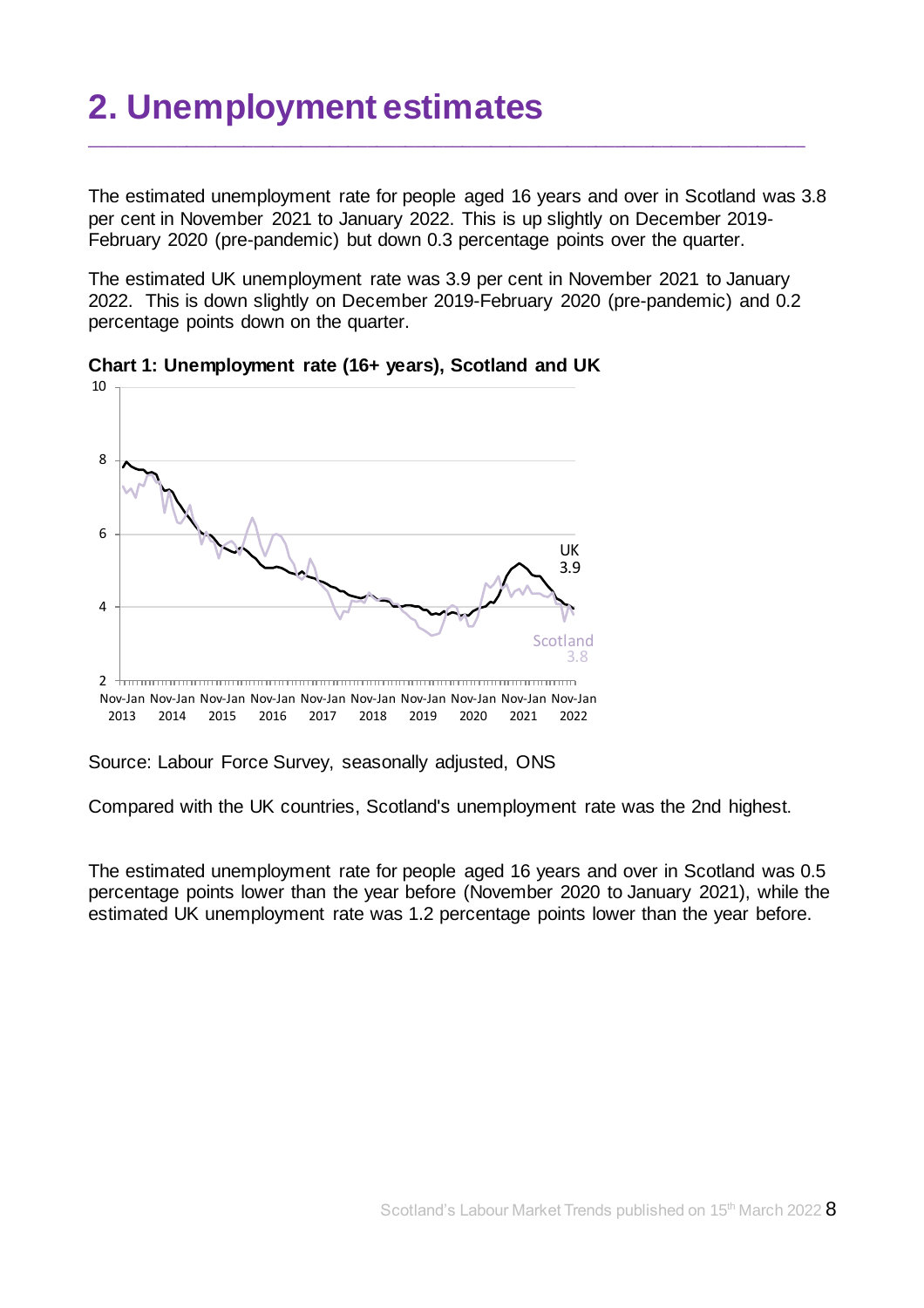# 2. Unemployment estimates

The estimated unemployment rate for people aged 16 years and over in Scotland was 3.8 per cent in November 2021 to January 2022. This is up slightly on December 2019-February 2020 (pre-pandemic) but down 0.3 percentage points over the quarter.

The estimated UK unemployment rate was 3.9 per cent in November 2021 to January 2022. This is down slightly on December 2019-February 2020 (pre-pandemic) and 0.2 percentage points down on the quarter.

**Chart 1: Unemployment rate (16+ years), Scotland and UK**

Source: Labour Force Survey, seasonally adjusted, ONS

Compared with the UK countries, Scotland's unemployment rate was the 2nd highest.

The estimated unemployment rate for people aged 16 years and over in Scotland was 0.5 percentage points lower than the year before (November 2020 to January 2021), while the estimated UK unemployment rate was 1.2 percentage points lower than the year before.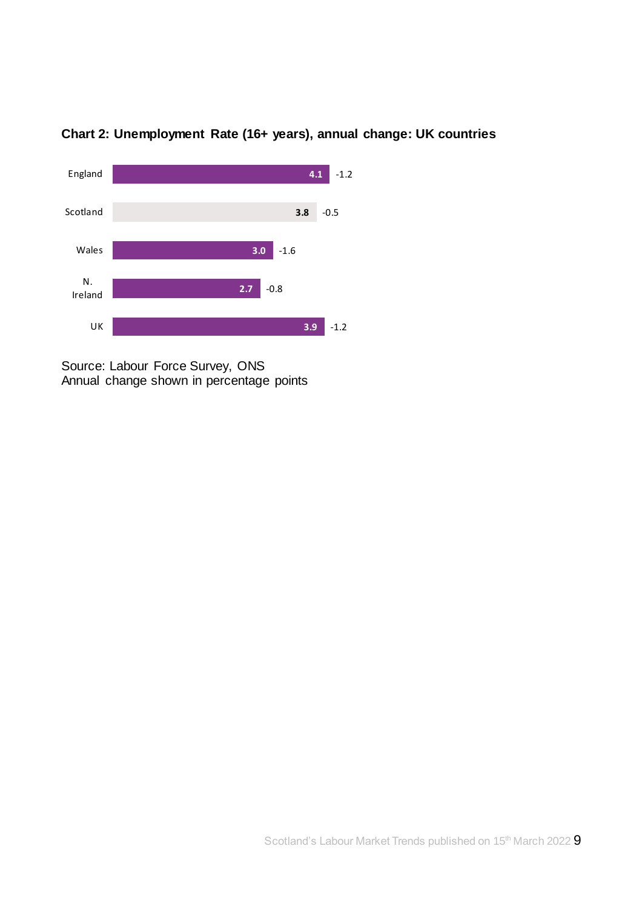**Chart 2: Unemployment Rate (16+ years), annual change: UK countries**

| Country | Unemployment Rate (%) | Annual change |
|---|---|---|
| England | 4.1 | -1.2 |
| Scotland | 3.8 | -0.5 |
| Wales | 3.0 | -1.6 |
| N. Ireland | 2.7 | -0.8 |
| UK | 3.9 | -1.2 |

Source: Labour Force Survey, ONS
Annual change shown in percentage points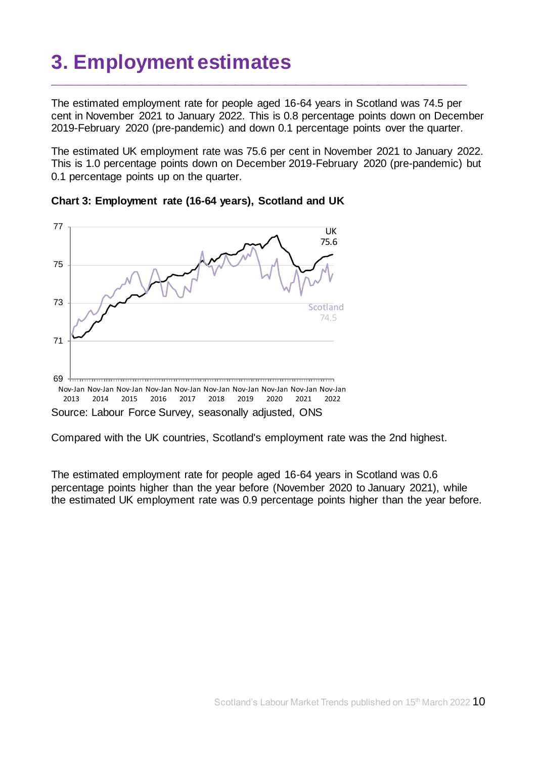# 3. Employment estimates

The estimated employment rate for people aged 16-64 years in Scotland was 74.5 per cent in November 2021 to January 2022. This is 0.8 percentage points down on December 2019-February 2020 (pre-pandemic) and down 0.1 percentage points over the quarter.

The estimated UK employment rate was 75.6 per cent in November 2021 to January 2022. This is 1.0 percentage points down on December 2019-February 2020 (pre-pandemic) but 0.1 percentage points up on the quarter.

**Chart 3: Employment rate (16-64 years), Scotland and UK**

Source: Labour Force Survey, seasonally adjusted, ONS

Compared with the UK countries, Scotland's employment rate was the 2nd highest.

The estimated employment rate for people aged 16-64 years in Scotland was 0.6 percentage points higher than the year before (November 2020 to January 2021), while the estimated UK employment rate was 0.9 percentage points higher than the year before.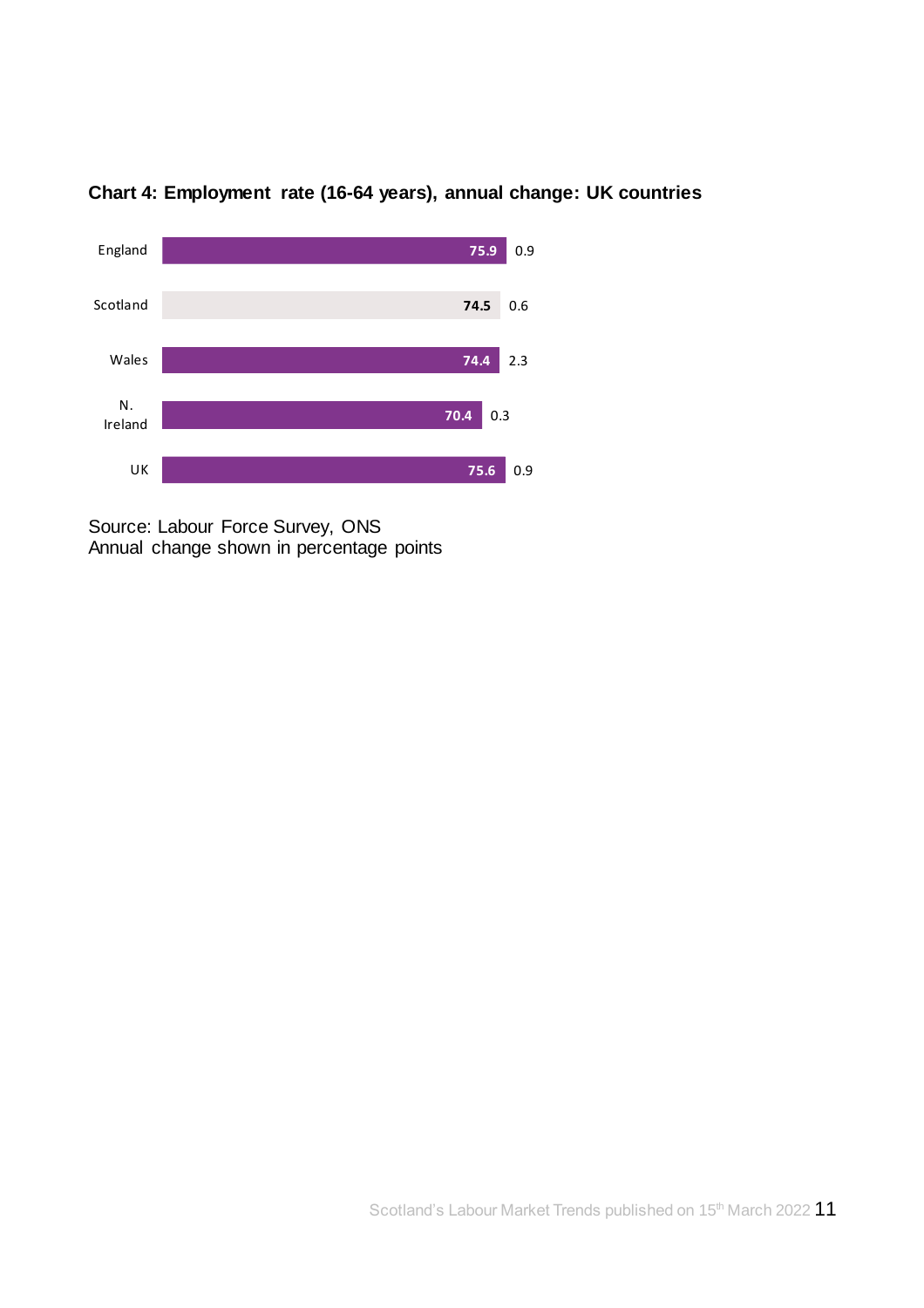**Chart 4: Employment rate (16-64 years), annual change: UK countries**

| Country | Employment rate (%) | Annual change |
|---|---|---|
| England | 75.9 | 0.9 |
| Scotland | 74.5 | 0.6 |
| Wales | 74.4 | 2.3 |
| N. Ireland | 70.4 | 0.3 |
| UK | 75.6 | 0.9 |

Source: Labour Force Survey, ONS
Annual change shown in percentage points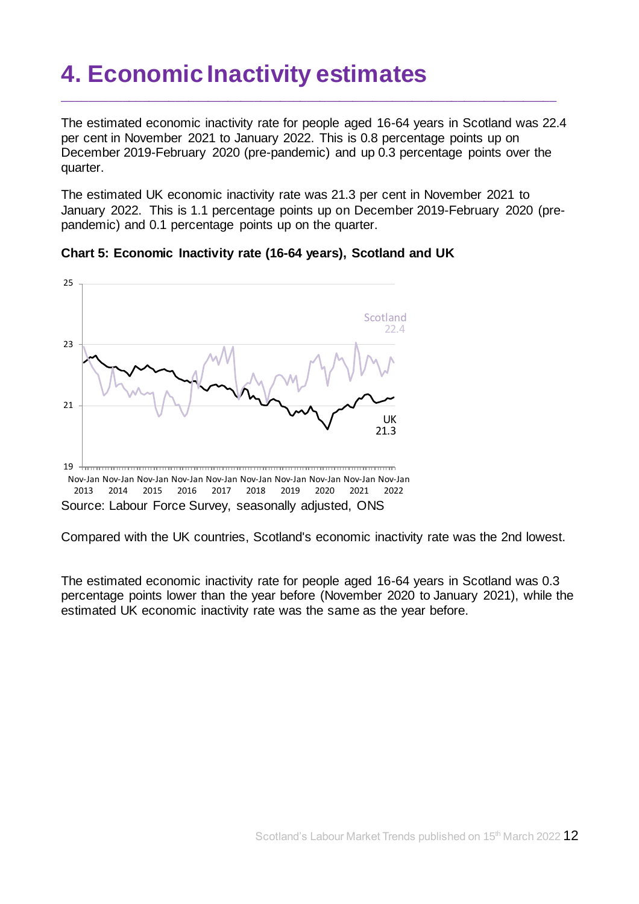# 4. Economic Inactivity estimates

The estimated economic inactivity rate for people aged 16-64 years in Scotland was 22.4 per cent in November 2021 to January 2022. This is 0.8 percentage points up on December 2019-February 2020 (pre-pandemic) and up 0.3 percentage points over the quarter.

The estimated UK economic inactivity rate was 21.3 per cent in November 2021 to January 2022. This is 1.1 percentage points up on December 2019-February 2020 (pre-pandemic) and 0.1 percentage points up on the quarter.

**Chart 5: Economic Inactivity rate (16-64 years), Scotland and UK**

Source: Labour Force Survey, seasonally adjusted, ONS

Compared with the UK countries, Scotland's economic inactivity rate was the 2nd lowest.

The estimated economic inactivity rate for people aged 16-64 years in Scotland was 0.3 percentage points lower than the year before (November 2020 to January 2021), while the estimated UK economic inactivity rate was the same as the year before.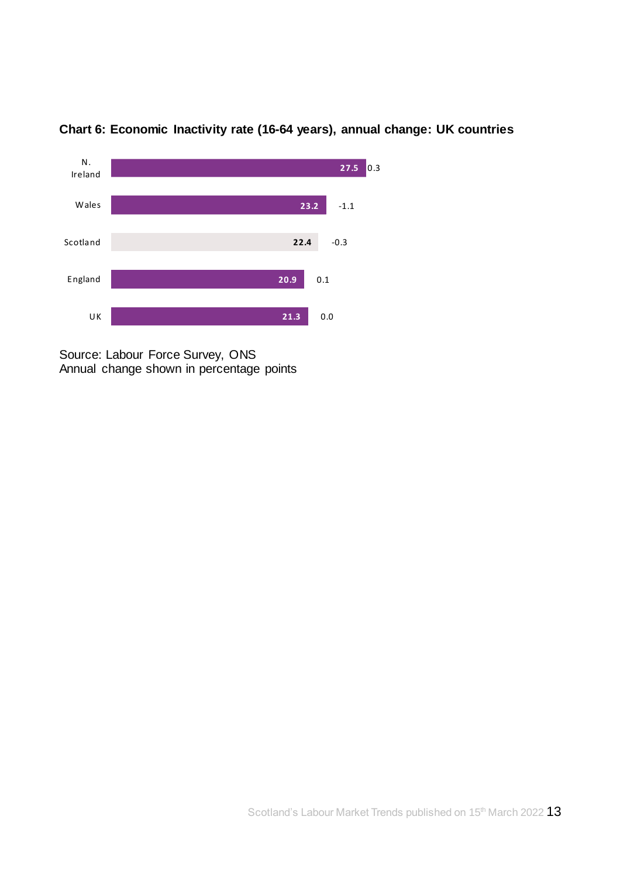**Chart 6: Economic Inactivity rate (16-64 years), annual change: UK countries**

| Country | Economic Inactivity rate (%) | Annual change |
| --- | --- | --- |
| N. Ireland | 27.5 | 0.3 |
| Wales | 23.2 | -1.1 |
| Scotland | 22.4 | -0.3 |
| England | 20.9 | 0.1 |
| UK | 21.3 | 0.0 |

Source: Labour Force Survey, ONS
Annual change shown in percentage points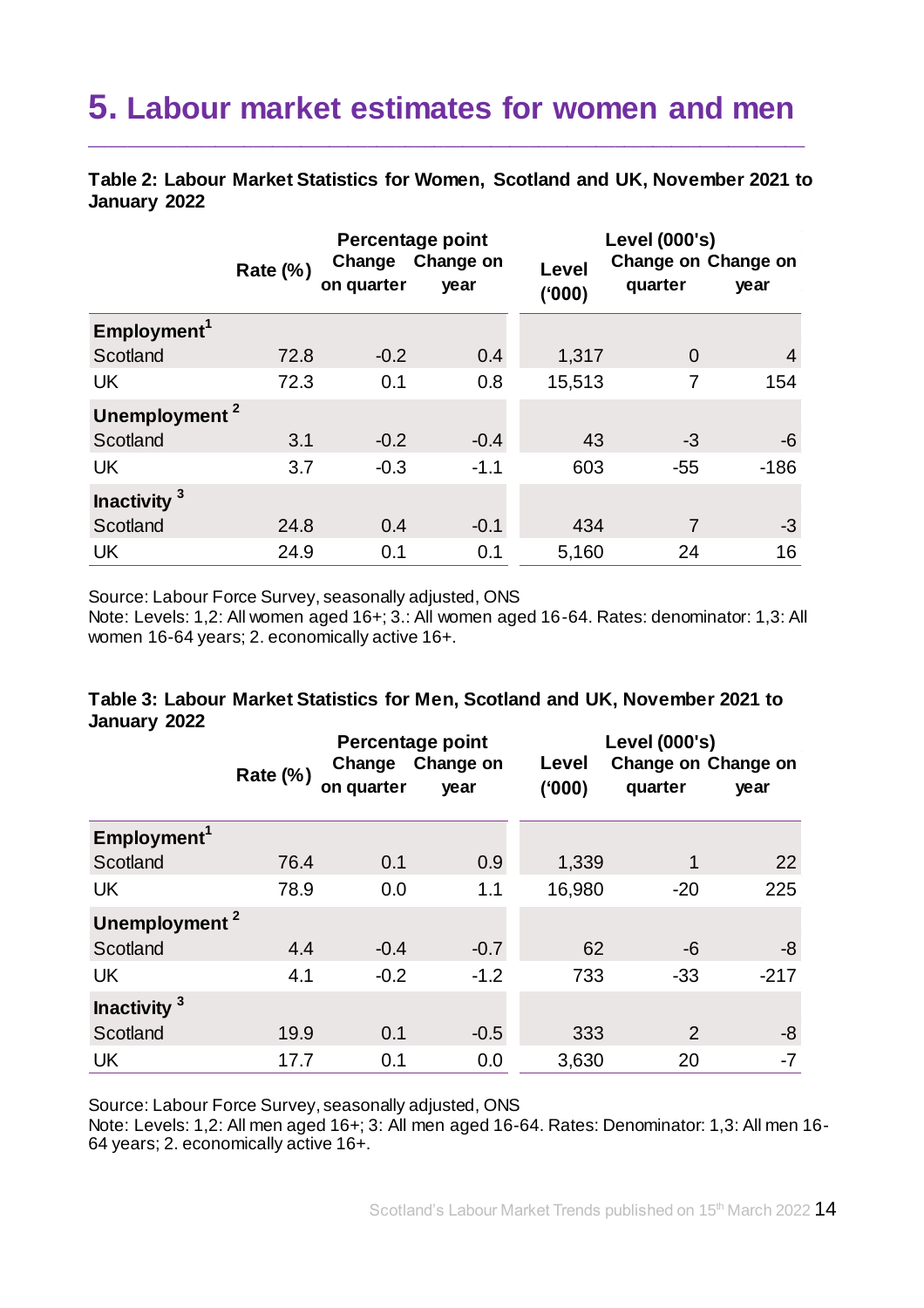# 5. Labour market estimates for women and men

**Table 2: Labour Market Statistics for Women, Scotland and UK, November 2021 to January 2022**

| | Rate (%) | Percentage point Change on quarter | Percentage point Change on year | Level ('000) | Level (000's) Change on quarter | Level (000's) Change on year |
|---|---|---|---|---|---|---|
| **Employment**[1] | | | | | | |
| Scotland | 72.8 | -0.2 | 0.4 | 1,317 | 0 | 4 |
| UK | 72.3 | 0.1 | 0.8 | 15,513 | 7 | 154 |
| **Unemployment**[2] | | | | | | |
| Scotland | 3.1 | -0.2 | -0.4 | 43 | -3 | -6 |
| UK | 3.7 | -0.3 | -1.1 | 603 | -55 | -186 |
| **Inactivity**[3] | | | | | | |
| Scotland | 24.8 | 0.4 | -0.1 | 434 | 7 | -3 |
| UK | 24.9 | 0.1 | 0.1 | 5,160 | 24 | 16 |

Source: Labour Force Survey, seasonally adjusted, ONS
Note: Levels: 1,2: All women aged 16+; 3.: All women aged 16-64. Rates: denominator: 1,3: All women 16-64 years; 2. economically active 16+.

**Table 3: Labour Market Statistics for Men, Scotland and UK, November 2021 to January 2022**

| | Rate (%) | Percentage point Change on quarter | Percentage point Change on year | Level ('000) | Level (000's) Change on quarter | Level (000's) Change on year |
|---|---|---|---|---|---|---|
| **Employment**[1] | | | | | | |
| Scotland | 76.4 | 0.1 | 0.9 | 1,339 | 1 | 22 |
| UK | 78.9 | 0.0 | 1.1 | 16,980 | -20 | 225 |
| **Unemployment**[2] | | | | | | |
| Scotland | 4.4 | -0.4 | -0.7 | 62 | -6 | -8 |
| UK | 4.1 | -0.2 | -1.2 | 733 | -33 | -217 |
| **Inactivity**[3] | | | | | | |
| Scotland | 19.9 | 0.1 | -0.5 | 333 | 2 | -8 |
| UK | 17.7 | 0.1 | 0.0 | 3,630 | 20 | -7 |

Source: Labour Force Survey, seasonally adjusted, ONS
Note: Levels: 1,2: All men aged 16+; 3: All men aged 16-64. Rates: Denominator: 1,3: All men 16-64 years; 2. economically active 16+.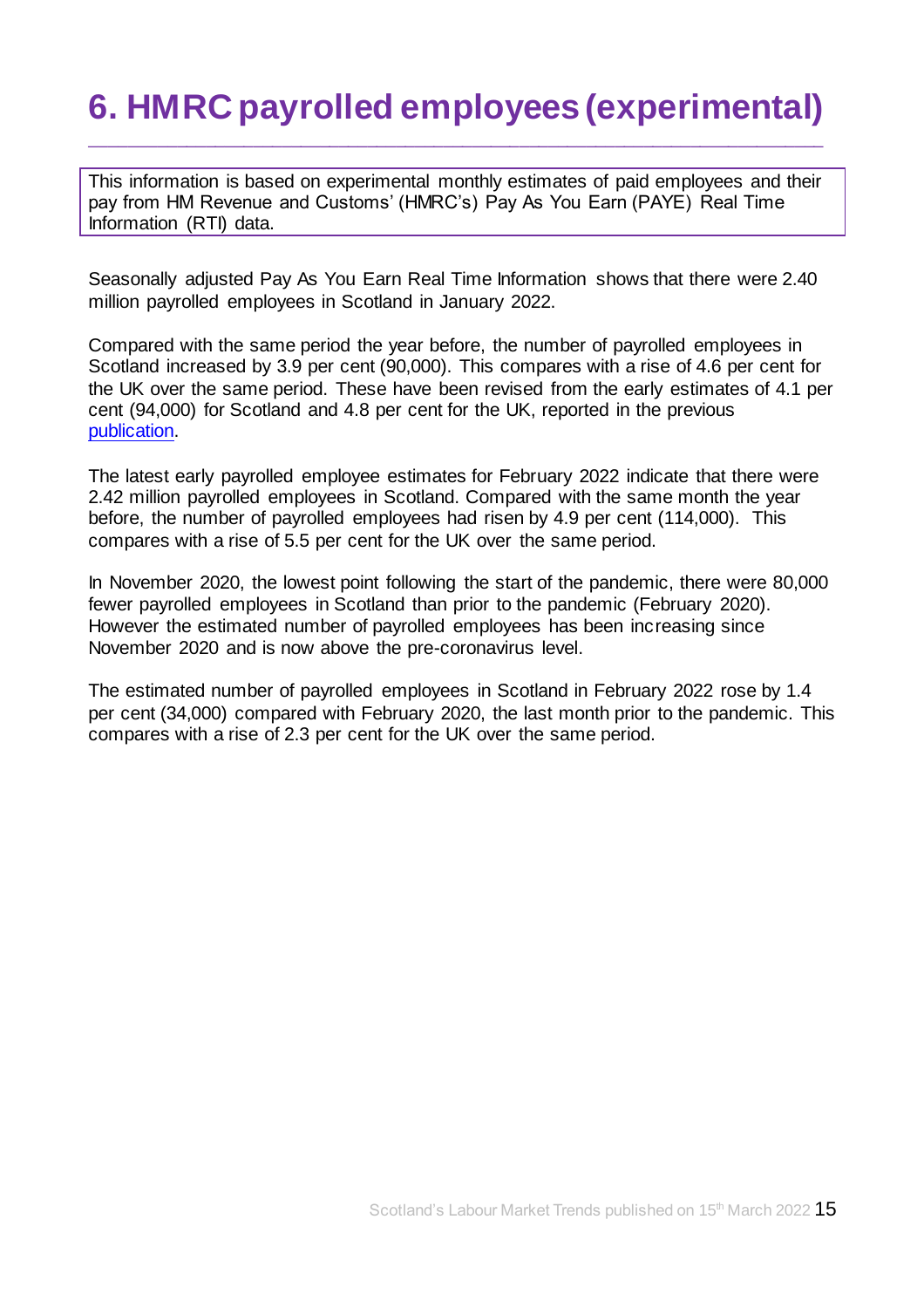# 6. HMRC payrolled employees (experimental)

This information is based on experimental monthly estimates of paid employees and their pay from HM Revenue and Customs' (HMRC's) Pay As You Earn (PAYE) Real Time Information (RTI) data.

Seasonally adjusted Pay As You Earn Real Time Information shows that there were 2.40 million payrolled employees in Scotland in January 2022.

Compared with the same period the year before, the number of payrolled employees in Scotland increased by 3.9 per cent (90,000). This compares with a rise of 4.6 per cent for the UK over the same period. These have been revised from the early estimates of 4.1 per cent (94,000) for Scotland and 4.8 per cent for the UK, reported in the previous publication.

The latest early payrolled employee estimates for February 2022 indicate that there were 2.42 million payrolled employees in Scotland. Compared with the same month the year before, the number of payrolled employees had risen by 4.9 per cent (114,000). This compares with a rise of 5.5 per cent for the UK over the same period.

In November 2020, the lowest point following the start of the pandemic, there were 80,000 fewer payrolled employees in Scotland than prior to the pandemic (February 2020). However the estimated number of payrolled employees has been increasing since November 2020 and is now above the pre-coronavirus level.

The estimated number of payrolled employees in Scotland in February 2022 rose by 1.4 per cent (34,000) compared with February 2020, the last month prior to the pandemic. This compares with a rise of 2.3 per cent for the UK over the same period.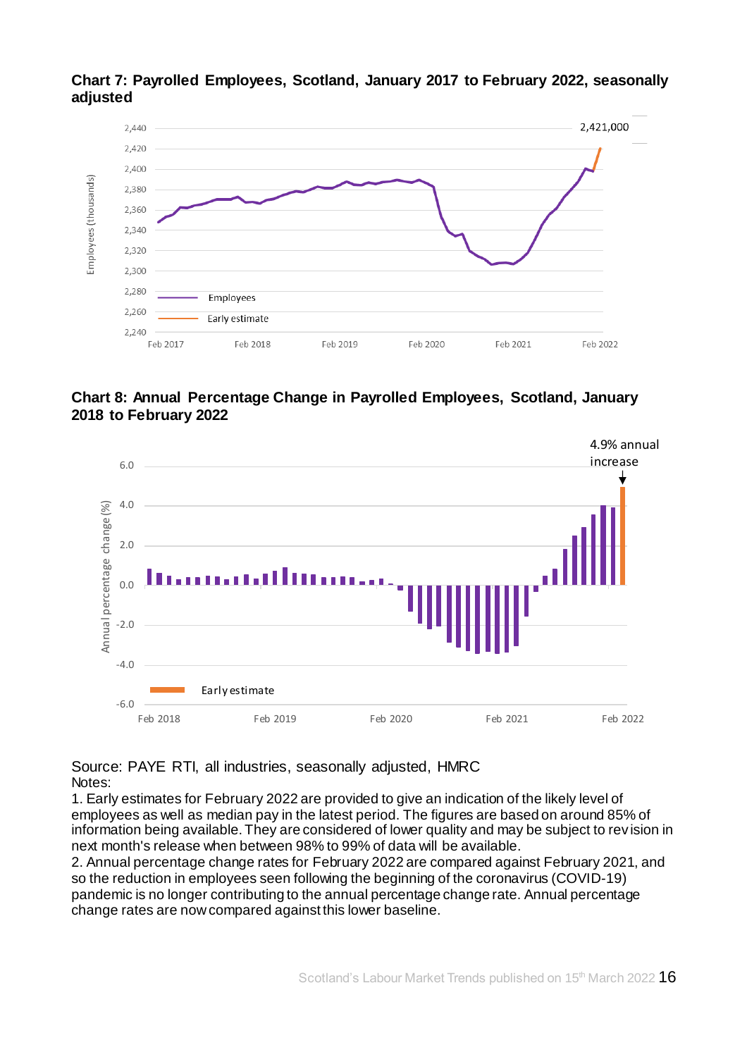**Chart 7: Payrolled Employees, Scotland, January 2017 to February 2022, seasonally adjusted**

**Chart 8: Annual Percentage Change in Payrolled Employees, Scotland, January 2018 to February 2022**

Source: PAYE RTI, all industries, seasonally adjusted, HMRC

Notes:

1. Early estimates for February 2022 are provided to give an indication of the likely level of employees as well as median pay in the latest period. The figures are based on around 85% of information being available. They are considered of lower quality and may be subject to revision in next month's release when between 98% to 99% of data will be available.
2. Annual percentage change rates for February 2022 are compared against February 2021, and so the reduction in employees seen following the beginning of the coronavirus (COVID-19) pandemic is no longer contributing to the annual percentage change rate. Annual percentage change rates are now compared against this lower baseline.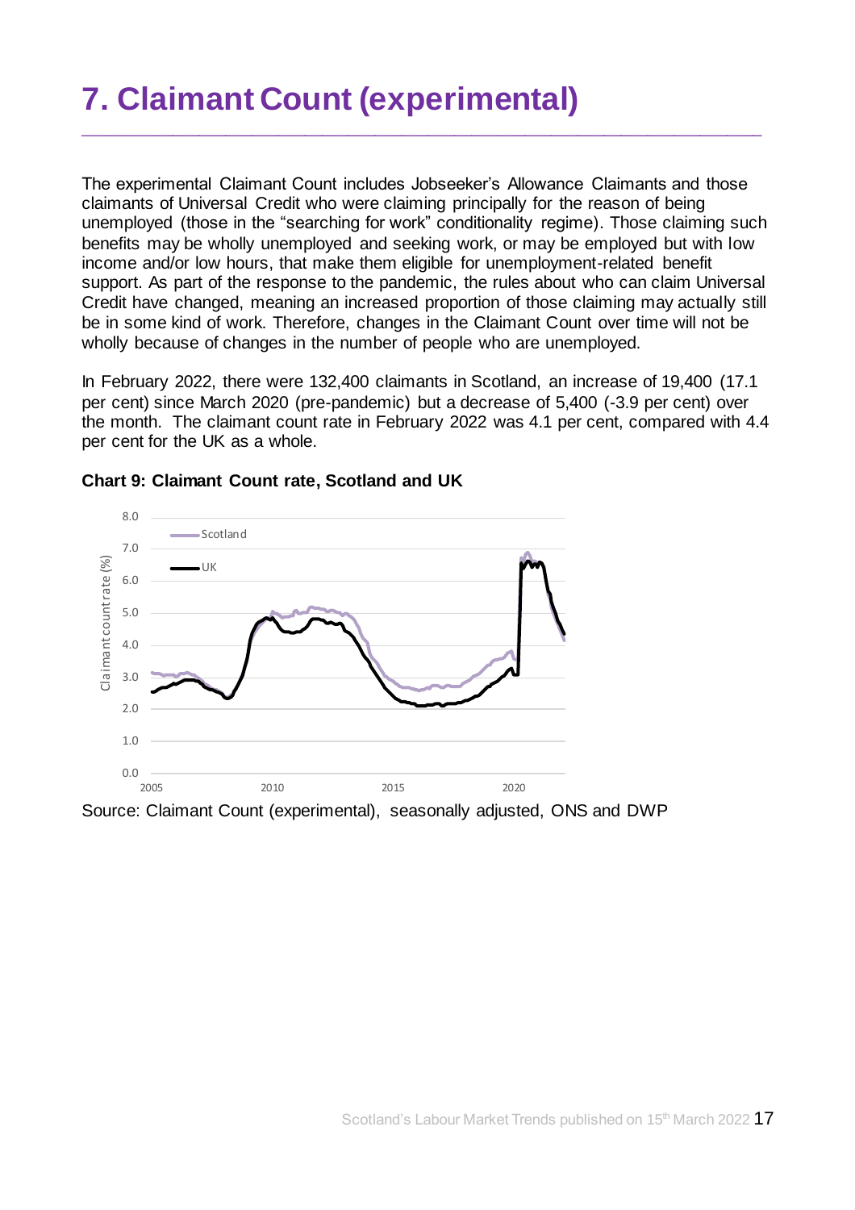# 7. Claimant Count (experimental)

The experimental Claimant Count includes Jobseeker's Allowance Claimants and those claimants of Universal Credit who were claiming principally for the reason of being unemployed (those in the "searching for work" conditionality regime). Those claiming such benefits may be wholly unemployed and seeking work, or may be employed but with low income and/or low hours, that make them eligible for unemployment-related benefit support. As part of the response to the pandemic, the rules about who can claim Universal Credit have changed, meaning an increased proportion of those claiming may actually still be in some kind of work. Therefore, changes in the Claimant Count over time will not be wholly because of changes in the number of people who are unemployed.

In February 2022, there were 132,400 claimants in Scotland, an increase of 19,400 (17.1 per cent) since March 2020 (pre-pandemic) but a decrease of 5,400 (-3.9 per cent) over the month. The claimant count rate in February 2022 was 4.1 per cent, compared with 4.4 per cent for the UK as a whole.

**Chart 9: Claimant Count rate, Scotland and UK**

Source: Claimant Count (experimental), seasonally adjusted, ONS and DWP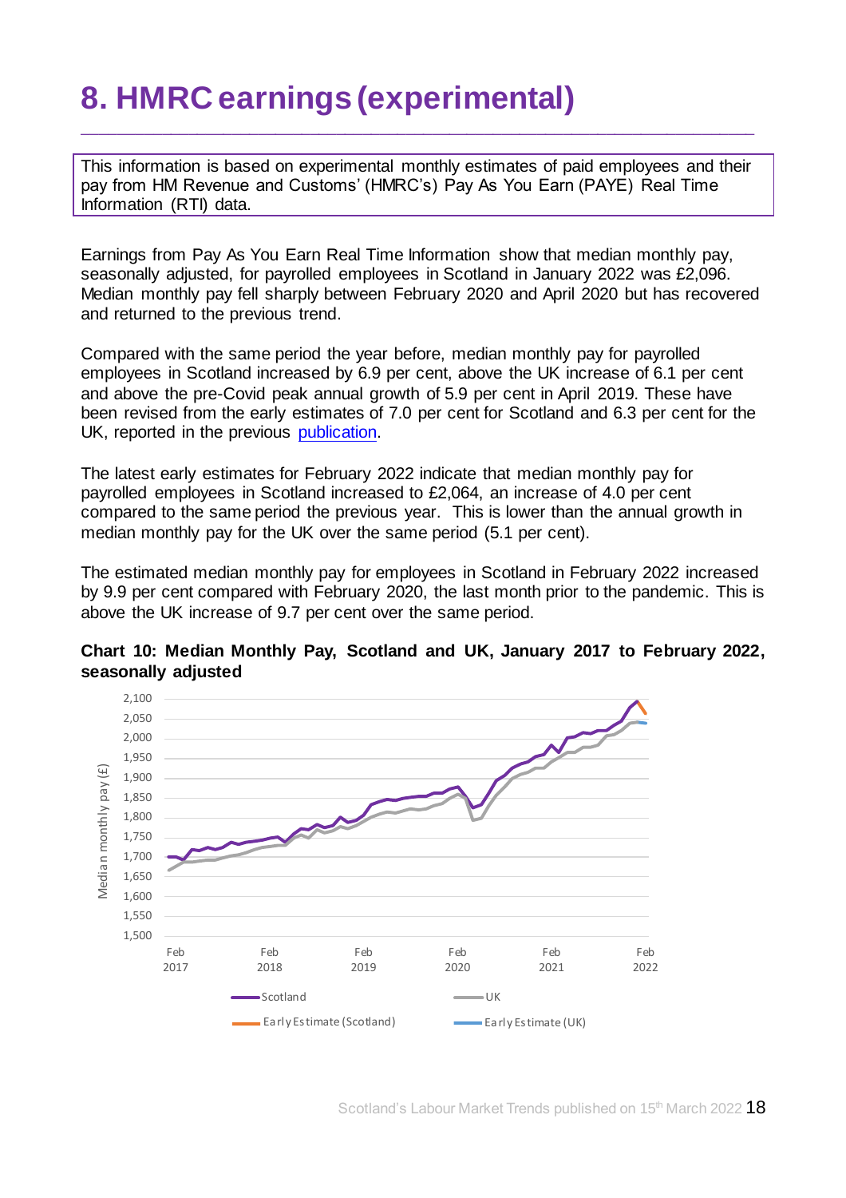# 8. HMRC earnings (experimental)

This information is based on experimental monthly estimates of paid employees and their pay from HM Revenue and Customs' (HMRC's) Pay As You Earn (PAYE) Real Time Information (RTI) data.

Earnings from Pay As You Earn Real Time Information show that median monthly pay, seasonally adjusted, for payrolled employees in Scotland in January 2022 was £2,096. Median monthly pay fell sharply between February 2020 and April 2020 but has recovered and returned to the previous trend.

Compared with the same period the year before, median monthly pay for payrolled employees in Scotland increased by 6.9 per cent, above the UK increase of 6.1 per cent and above the pre-Covid peak annual growth of 5.9 per cent in April 2019. These have been revised from the early estimates of 7.0 per cent for Scotland and 6.3 per cent for the UK, reported in the previous publication.

The latest early estimates for February 2022 indicate that median monthly pay for payrolled employees in Scotland increased to £2,064, an increase of 4.0 per cent compared to the same period the previous year. This is lower than the annual growth in median monthly pay for the UK over the same period (5.1 per cent).

The estimated median monthly pay for employees in Scotland in February 2022 increased by 9.9 per cent compared with February 2020, the last month prior to the pandemic. This is above the UK increase of 9.7 per cent over the same period.

**Chart 10: Median Monthly Pay, Scotland and UK, January 2017 to February 2022, seasonally adjusted**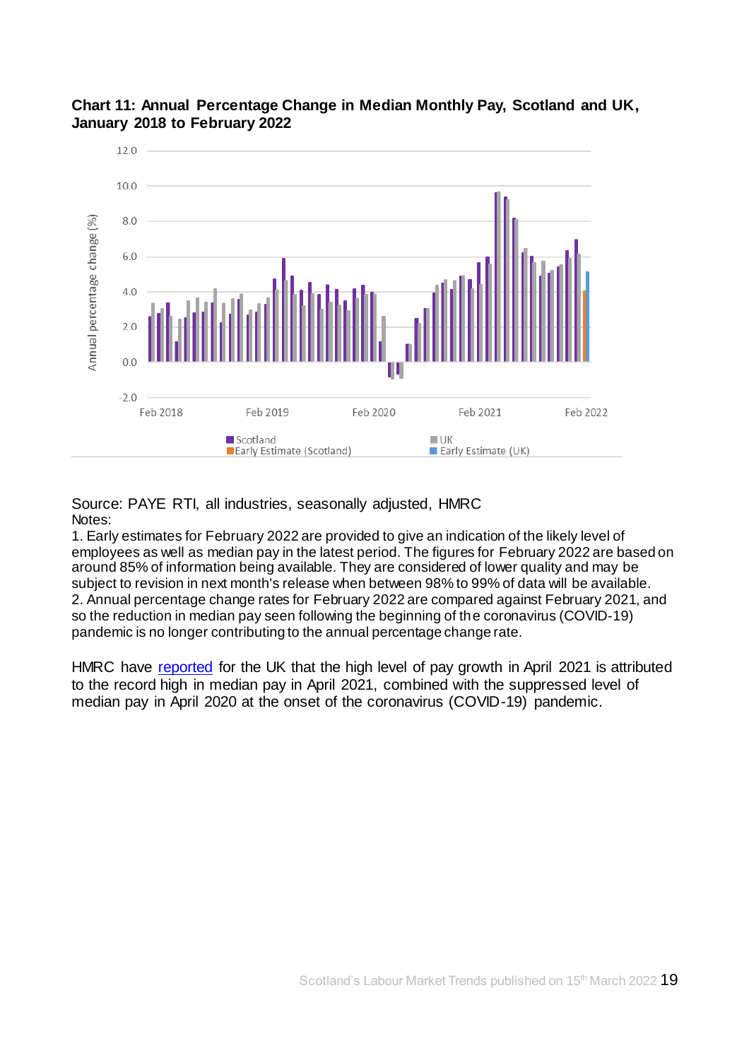**Chart 11: Annual Percentage Change in Median Monthly Pay, Scotland and UK, January 2018 to February 2022**

Source: PAYE RTI, all industries, seasonally adjusted, HMRC

Notes:

1. Early estimates for February 2022 are provided to give an indication of the likely level of employees as well as median pay in the latest period. The figures for February 2022 are based on around 85% of information being available. They are considered of lower quality and may be subject to revision in next month's release when between 98% to 99% of data will be available.
2. Annual percentage change rates for February 2022 are compared against February 2021, and so the reduction in median pay seen following the beginning of the coronavirus (COVID-19) pandemic is no longer contributing to the annual percentage change rate.

HMRC have reported for the UK that the high level of pay growth in April 2021 is attributed to the record high in median pay in April 2021, combined with the suppressed level of median pay in April 2020 at the onset of the coronavirus (COVID-19) pandemic.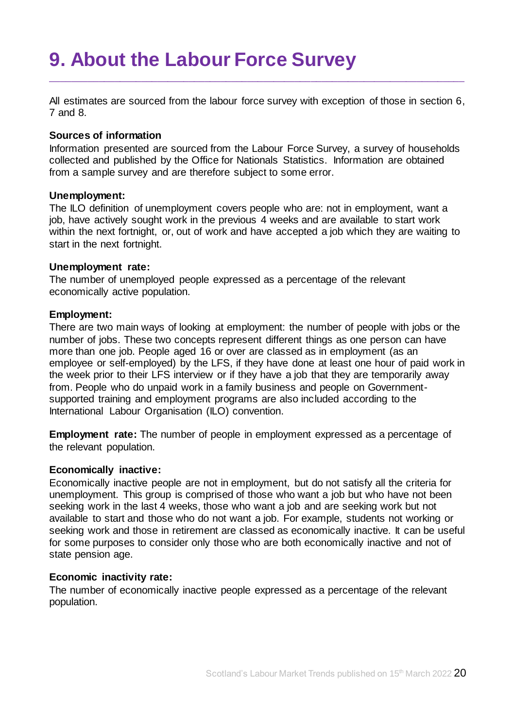# 9. About the Labour Force Survey

All estimates are sourced from the labour force survey with exception of those in section 6, 7 and 8.

**Sources of information**

Information presented are sourced from the Labour Force Survey, a survey of households collected and published by the Office for Nationals Statistics. Information are obtained from a sample survey and are therefore subject to some error.

**Unemployment:**

The ILO definition of unemployment covers people who are: not in employment, want a job, have actively sought work in the previous 4 weeks and are available to start work within the next fortnight, or, out of work and have accepted a job which they are waiting to start in the next fortnight.

**Unemployment rate:**

The number of unemployed people expressed as a percentage of the relevant economically active population.

**Employment:**

There are two main ways of looking at employment: the number of people with jobs or the number of jobs. These two concepts represent different things as one person can have more than one job. People aged 16 or over are classed as in employment (as an employee or self-employed) by the LFS, if they have done at least one hour of paid work in the week prior to their LFS interview or if they have a job that they are temporarily away from. People who do unpaid work in a family business and people on Government-supported training and employment programs are also included according to the International Labour Organisation (ILO) convention.

**Employment rate:** The number of people in employment expressed as a percentage of the relevant population.

**Economically inactive:**

Economically inactive people are not in employment, but do not satisfy all the criteria for unemployment. This group is comprised of those who want a job but who have not been seeking work in the last 4 weeks, those who want a job and are seeking work but not available to start and those who do not want a job. For example, students not working or seeking work and those in retirement are classed as economically inactive. It can be useful for some purposes to consider only those who are both economically inactive and not of state pension age.

**Economic inactivity rate:**

The number of economically inactive people expressed as a percentage of the relevant population.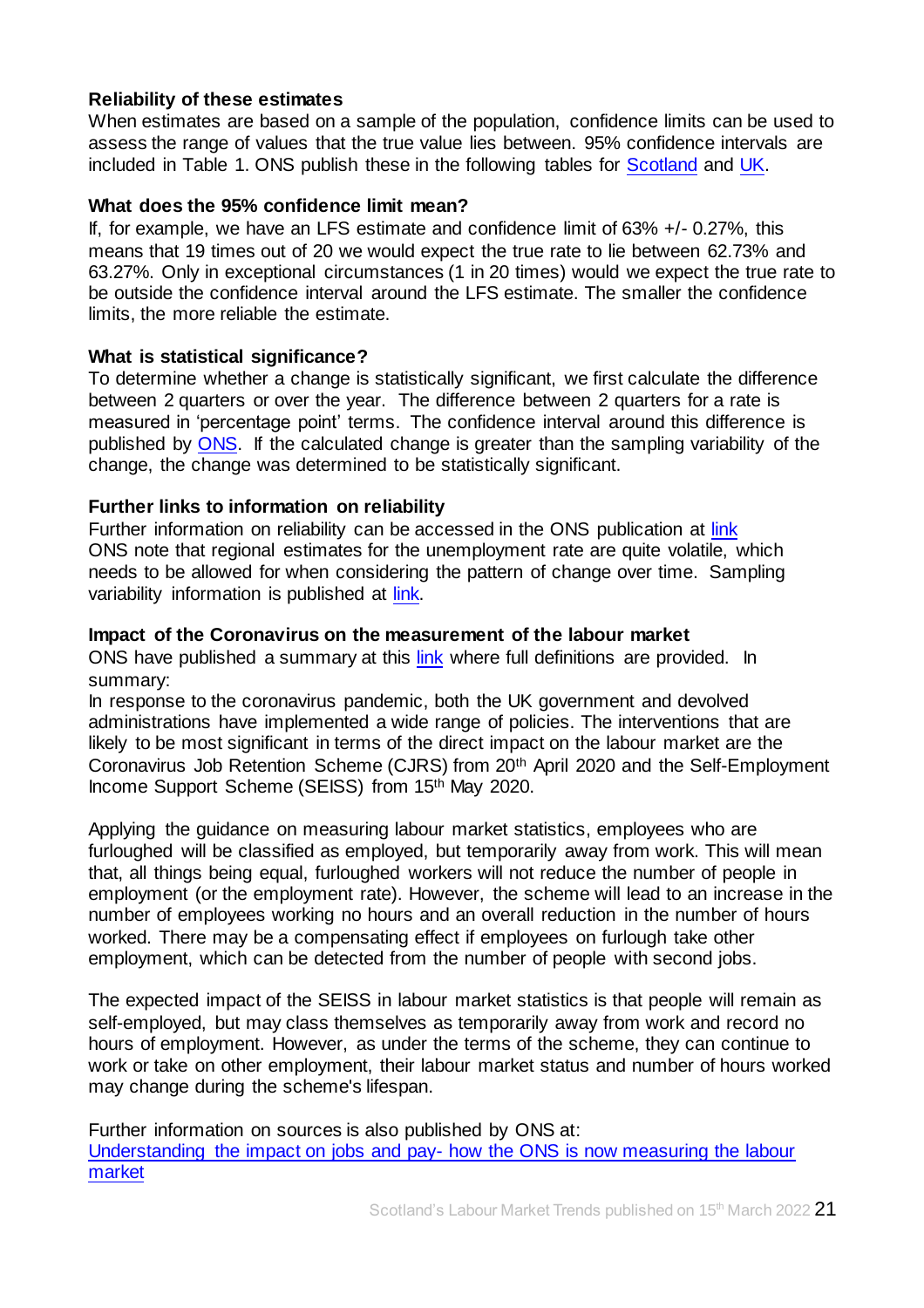**Reliability of these estimates**

When estimates are based on a sample of the population, confidence limits can be used to assess the range of values that the true value lies between. 95% confidence intervals are included in Table 1. ONS publish these in the following tables for Scotland and UK.

**What does the 95% confidence limit mean?**

If, for example, we have an LFS estimate and confidence limit of 63% +/- 0.27%, this means that 19 times out of 20 we would expect the true rate to lie between 62.73% and 63.27%. Only in exceptional circumstances (1 in 20 times) would we expect the true rate to be outside the confidence interval around the LFS estimate. The smaller the confidence limits, the more reliable the estimate.

**What is statistical significance?**

To determine whether a change is statistically significant, we first calculate the difference between 2 quarters or over the year. The difference between 2 quarters for a rate is measured in 'percentage point' terms. The confidence interval around this difference is published by ONS. If the calculated change is greater than the sampling variability of the change, the change was determined to be statistically significant.

**Further links to information on reliability**

Further information on reliability can be accessed in the ONS publication at link
ONS note that regional estimates for the unemployment rate are quite volatile, which needs to be allowed for when considering the pattern of change over time. Sampling variability information is published at link.

**Impact of the Coronavirus on the measurement of the labour market**

ONS have published a summary at this link where full definitions are provided. In summary:
In response to the coronavirus pandemic, both the UK government and devolved administrations have implemented a wide range of policies. The interventions that are likely to be most significant in terms of the direct impact on the labour market are the Coronavirus Job Retention Scheme (CJRS) from 20th April 2020 and the Self-Employment Income Support Scheme (SEISS) from 15th May 2020.

Applying the guidance on measuring labour market statistics, employees who are furloughed will be classified as employed, but temporarily away from work. This will mean that, all things being equal, furloughed workers will not reduce the number of people in employment (or the employment rate). However, the scheme will lead to an increase in the number of employees working no hours and an overall reduction in the number of hours worked. There may be a compensating effect if employees on furlough take other employment, which can be detected from the number of people with second jobs.

The expected impact of the SEISS in labour market statistics is that people will remain as self-employed, but may class themselves as temporarily away from work and record no hours of employment. However, as under the terms of the scheme, they can continue to work or take on other employment, their labour market status and number of hours worked may change during the scheme's lifespan.

Further information on sources is also published by ONS at:
Understanding the impact on jobs and pay- how the ONS is now measuring the labour market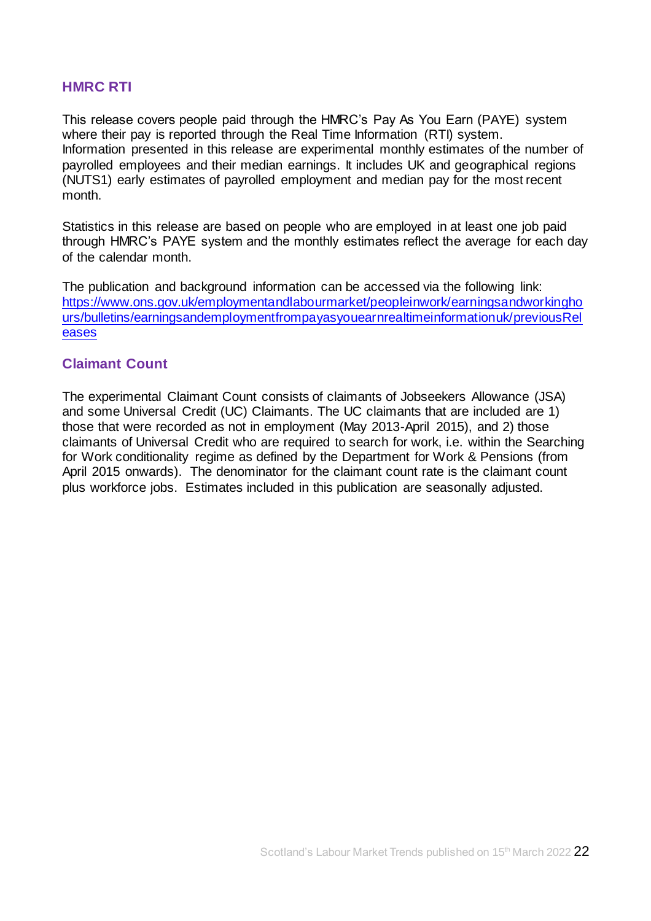## HMRC RTI

This release covers people paid through the HMRC's Pay As You Earn (PAYE) system where their pay is reported through the Real Time Information (RTI) system. Information presented in this release are experimental monthly estimates of the number of payrolled employees and their median earnings. It includes UK and geographical regions (NUTS1) early estimates of payrolled employment and median pay for the most recent month.

Statistics in this release are based on people who are employed in at least one job paid through HMRC's PAYE system and the monthly estimates reflect the average for each day of the calendar month.

The publication and background information can be accessed via the following link: [https://www.ons.gov.uk/employmentandlabourmarket/peopleinwork/earningsandworkinghours/bulletins/earningsandemploymentfrompayasyouearnrealtimeinformationuk/previousReleases](https://www.ons.gov.uk/employmentandlabourmarket/peopleinwork/earningsandworkinghours/bulletins/earningsandemploymentfrompayasyouearnrealtimeinformationuk/previousReleases)

## Claimant Count

The experimental Claimant Count consists of claimants of Jobseekers Allowance (JSA) and some Universal Credit (UC) Claimants. The UC claimants that are included are 1) those that were recorded as not in employment (May 2013-April 2015), and 2) those claimants of Universal Credit who are required to search for work, i.e. within the Searching for Work conditionality regime as defined by the Department for Work & Pensions (from April 2015 onwards). The denominator for the claimant count rate is the claimant count plus workforce jobs. Estimates included in this publication are seasonally adjusted.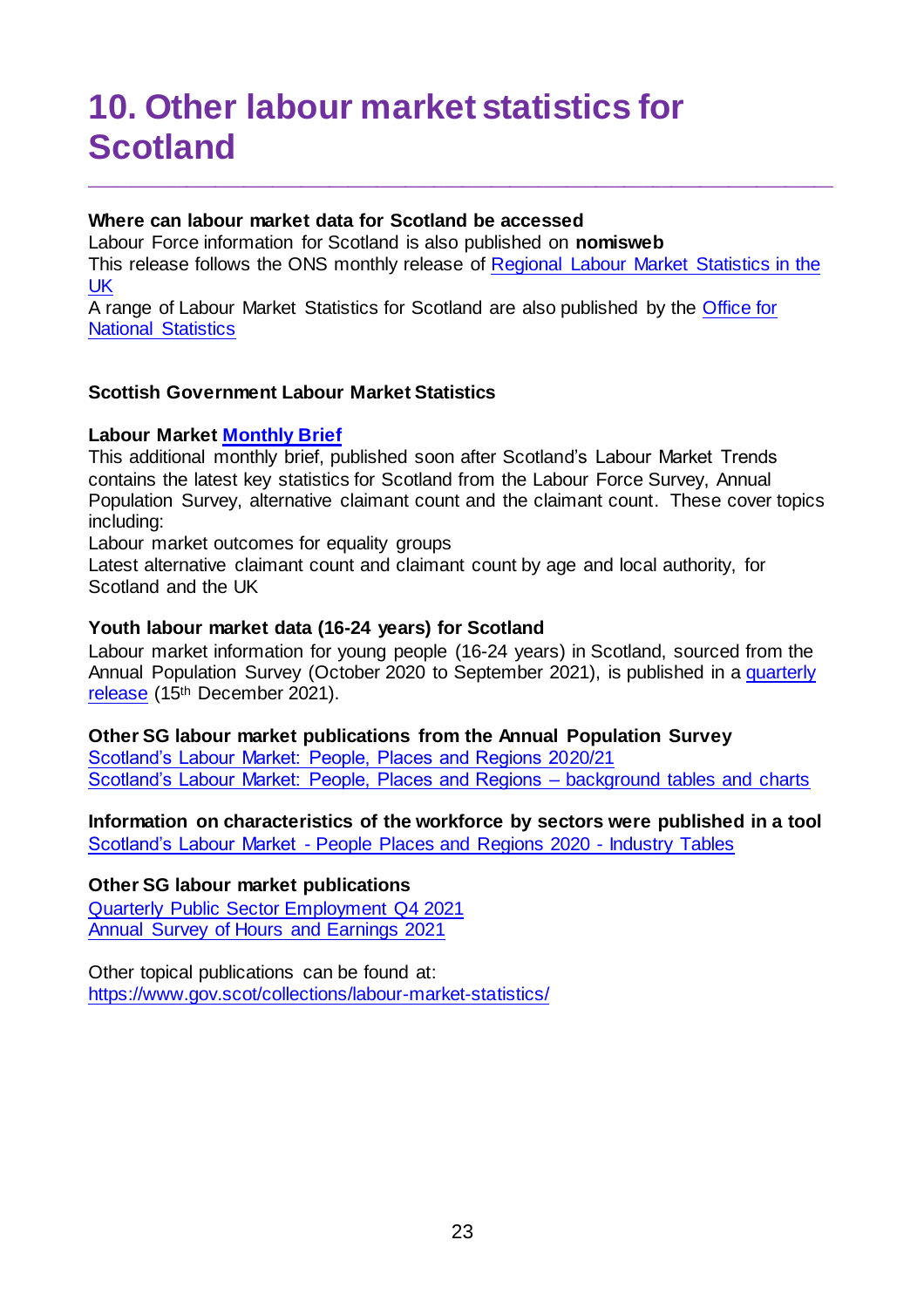# 10. Other labour market statistics for Scotland

**Where can labour market data for Scotland be accessed**

Labour Force information for Scotland is also published on **nomisweb**

This release follows the ONS monthly release of Regional Labour Market Statistics in the UK

A range of Labour Market Statistics for Scotland are also published by the Office for National Statistics

**Scottish Government Labour Market Statistics**

**Labour Market Monthly Brief**

This additional monthly brief, published soon after Scotland's Labour Market Trends contains the latest key statistics for Scotland from the Labour Force Survey, Annual Population Survey, alternative claimant count and the claimant count. These cover topics including:

Labour market outcomes for equality groups

Latest alternative claimant count and claimant count by age and local authority, for Scotland and the UK

**Youth labour market data (16-24 years) for Scotland**

Labour market information for young people (16-24 years) in Scotland, sourced from the Annual Population Survey (October 2020 to September 2021), is published in a quarterly release (15th December 2021).

**Other SG labour market publications from the Annual Population Survey**

Scotland's Labour Market: People, Places and Regions 2020/21

Scotland's Labour Market: People, Places and Regions – background tables and charts

**Information on characteristics of the workforce by sectors were published in a tool**

Scotland's Labour Market - People Places and Regions 2020 - Industry Tables

**Other SG labour market publications**

Quarterly Public Sector Employment Q4 2021

Annual Survey of Hours and Earnings 2021

Other topical publications can be found at:

https://www.gov.scot/collections/labour-market-statistics/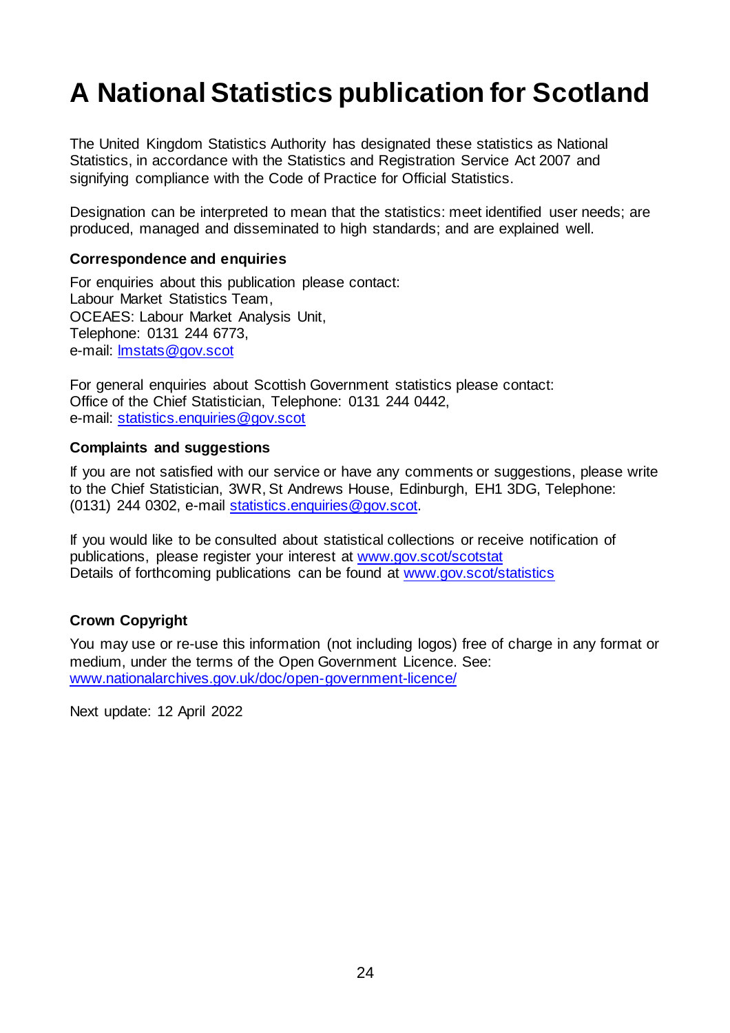# A National Statistics publication for Scotland

The United Kingdom Statistics Authority has designated these statistics as National Statistics, in accordance with the Statistics and Registration Service Act 2007 and signifying compliance with the Code of Practice for Official Statistics.

Designation can be interpreted to mean that the statistics: meet identified user needs; are produced, managed and disseminated to high standards; and are explained well.

**Correspondence and enquiries**

For enquiries about this publication please contact:
Labour Market Statistics Team,
OCEAES: Labour Market Analysis Unit,
Telephone: 0131 244 6773,
e-mail: lmstats@gov.scot

For general enquiries about Scottish Government statistics please contact:
Office of the Chief Statistician, Telephone: 0131 244 0442,
e-mail: statistics.enquiries@gov.scot

**Complaints and suggestions**

If you are not satisfied with our service or have any comments or suggestions, please write to the Chief Statistician, 3WR, St Andrews House, Edinburgh, EH1 3DG, Telephone: (0131) 244 0302, e-mail statistics.enquiries@gov.scot.

If you would like to be consulted about statistical collections or receive notification of publications, please register your interest at www.gov.scot/scotstat
Details of forthcoming publications can be found at www.gov.scot/statistics

**Crown Copyright**

You may use or re-use this information (not including logos) free of charge in any format or medium, under the terms of the Open Government Licence. See: www.nationalarchives.gov.uk/doc/open-government-licence/

Next update: 12 April 2022